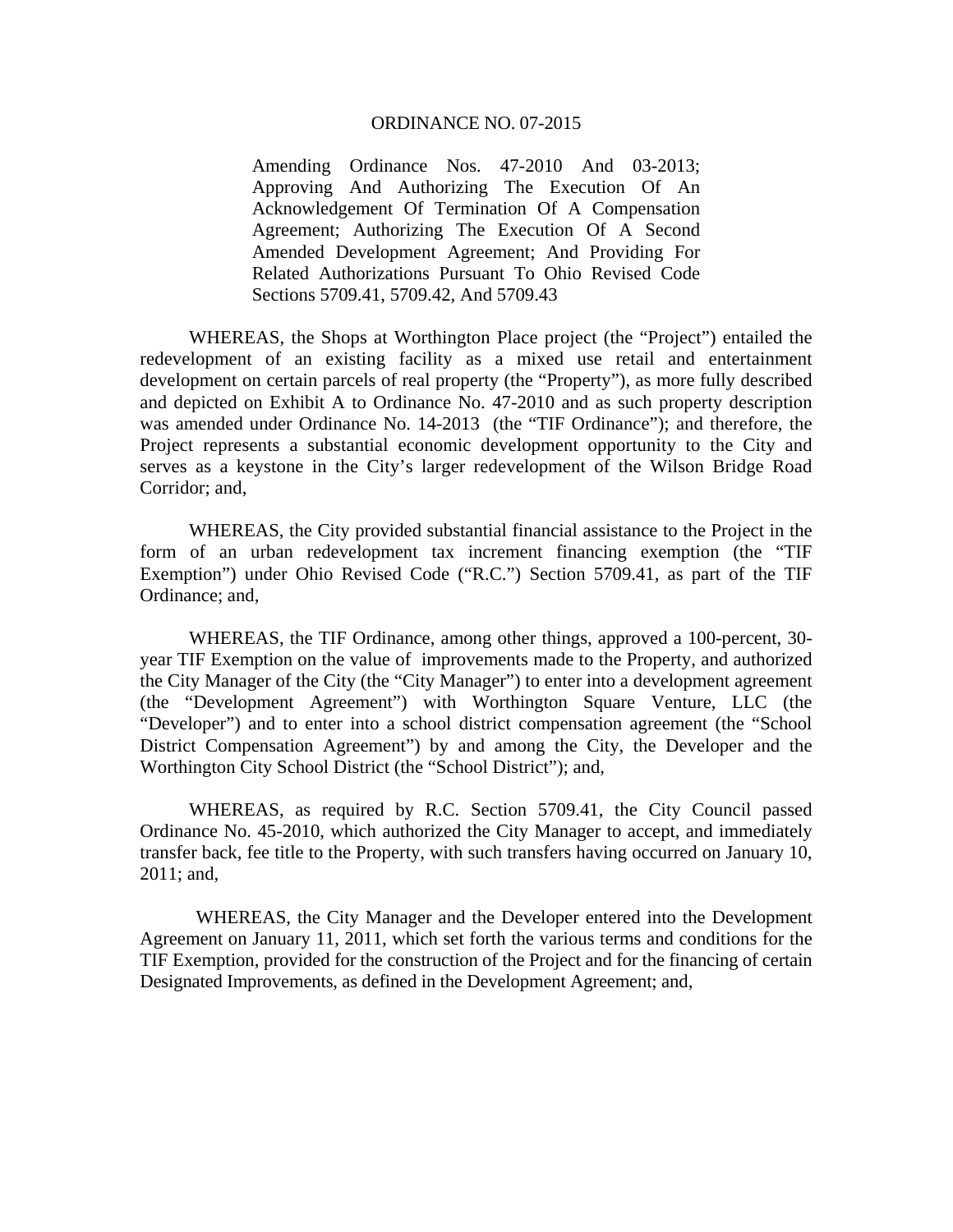# ORDINANCE NO. 07-2015

Amending Ordinance Nos. 47-2010 And 03-2013; Approving And Authorizing The Execution Of An Acknowledgement Of Termination Of A Compensation Agreement; Authorizing The Execution Of A Second Amended Development Agreement; And Providing For Related Authorizations Pursuant To Ohio Revised Code Sections 5709.41, 5709.42, And 5709.43

WHEREAS, the Shops at Worthington Place project (the "Project") entailed the redevelopment of an existing facility as a mixed use retail and entertainment development on certain parcels of real property (the "Property"), as more fully described and depicted on Exhibit A to Ordinance No. 47-2010 and as such property description was amended under Ordinance No. 14-2013 (the "TIF Ordinance"); and therefore, the Project represents a substantial economic development opportunity to the City and serves as a keystone in the City's larger redevelopment of the Wilson Bridge Road Corridor; and,

WHEREAS, the City provided substantial financial assistance to the Project in the form of an urban redevelopment tax increment financing exemption (the "TIF Exemption") under Ohio Revised Code ("R.C.") Section 5709.41, as part of the TIF Ordinance; and,

WHEREAS, the TIF Ordinance, among other things, approved a 100-percent, 30-year TIF Exemption on the value of improvements made to the Property, and authorized the City Manager of the City (the "City Manager") to enter into a development agreement (the "Development Agreement") with Worthington Square Venture, LLC (the "Developer") and to enter into a school district compensation agreement (the "School District Compensation Agreement") by and among the City, the Developer and the Worthington City School District (the "School District"); and,

WHEREAS, as required by R.C. Section 5709.41, the City Council passed Ordinance No. 45-2010, which authorized the City Manager to accept, and immediately transfer back, fee title to the Property, with such transfers having occurred on January 10, 2011; and,

WHEREAS, the City Manager and the Developer entered into the Development Agreement on January 11, 2011, which set forth the various terms and conditions for the TIF Exemption, provided for the construction of the Project and for the financing of certain Designated Improvements, as defined in the Development Agreement; and,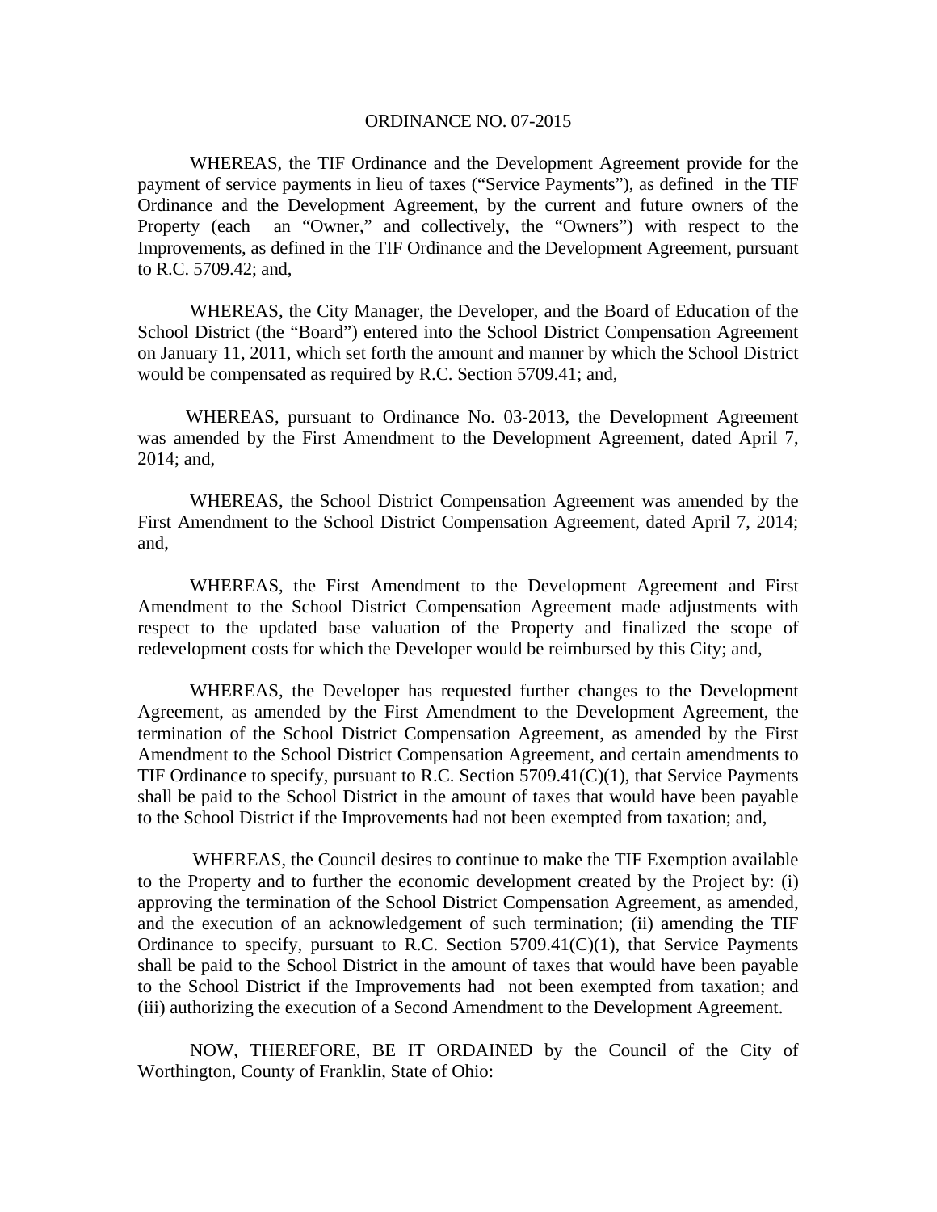ORDINANCE NO. 07-2015

WHEREAS, the TIF Ordinance and the Development Agreement provide for the payment of service payments in lieu of taxes ("Service Payments"), as defined in the TIF Ordinance and the Development Agreement, by the current and future owners of the Property (each an "Owner," and collectively, the "Owners") with respect to the Improvements, as defined in the TIF Ordinance and the Development Agreement, pursuant to R.C. 5709.42; and,

WHEREAS, the City Manager, the Developer, and the Board of Education of the School District (the "Board") entered into the School District Compensation Agreement on January 11, 2011, which set forth the amount and manner by which the School District would be compensated as required by R.C. Section 5709.41; and,

WHEREAS, pursuant to Ordinance No. 03-2013, the Development Agreement was amended by the First Amendment to the Development Agreement, dated April 7, 2014; and,

WHEREAS, the School District Compensation Agreement was amended by the First Amendment to the School District Compensation Agreement, dated April 7, 2014; and,

WHEREAS, the First Amendment to the Development Agreement and First Amendment to the School District Compensation Agreement made adjustments with respect to the updated base valuation of the Property and finalized the scope of redevelopment costs for which the Developer would be reimbursed by this City; and,

WHEREAS, the Developer has requested further changes to the Development Agreement, as amended by the First Amendment to the Development Agreement, the termination of the School District Compensation Agreement, as amended by the First Amendment to the School District Compensation Agreement, and certain amendments to TIF Ordinance to specify, pursuant to R.C. Section 5709.41(C)(1), that Service Payments shall be paid to the School District in the amount of taxes that would have been payable to the School District if the Improvements had not been exempted from taxation; and,

WHEREAS, the Council desires to continue to make the TIF Exemption available to the Property and to further the economic development created by the Project by: (i) approving the termination of the School District Compensation Agreement, as amended, and the execution of an acknowledgement of such termination; (ii) amending the TIF Ordinance to specify, pursuant to R.C. Section 5709.41(C)(1), that Service Payments shall be paid to the School District in the amount of taxes that would have been payable to the School District if the Improvements had not been exempted from taxation; and (iii) authorizing the execution of a Second Amendment to the Development Agreement.

NOW, THEREFORE, BE IT ORDAINED by the Council of the City of Worthington, County of Franklin, State of Ohio: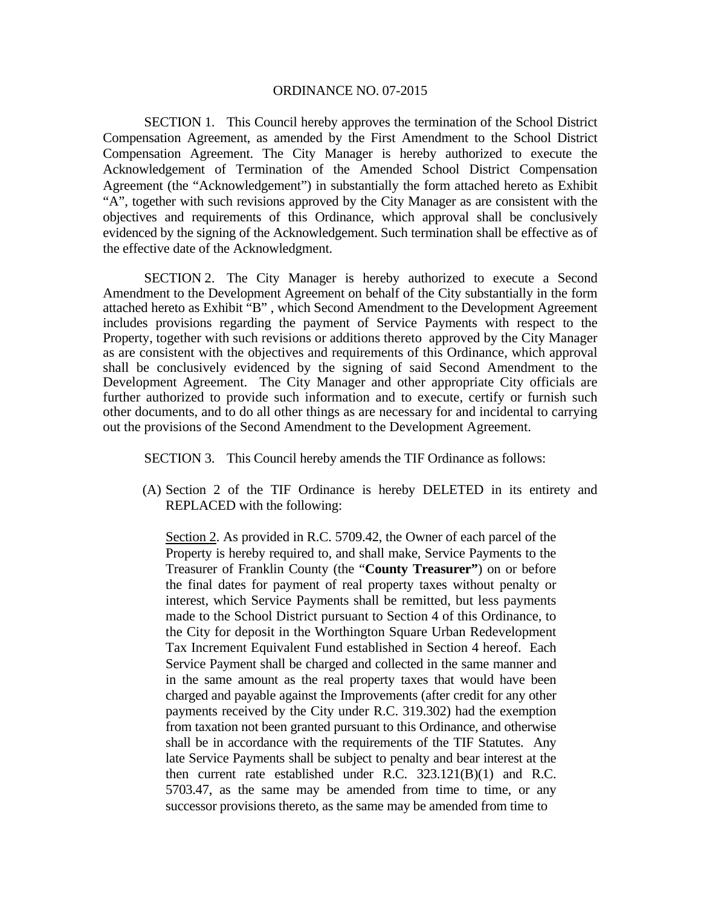ORDINANCE NO. 07-2015

SECTION 1. This Council hereby approves the termination of the School District Compensation Agreement, as amended by the First Amendment to the School District Compensation Agreement. The City Manager is hereby authorized to execute the Acknowledgement of Termination of the Amended School District Compensation Agreement (the "Acknowledgement") in substantially the form attached hereto as Exhibit "A", together with such revisions approved by the City Manager as are consistent with the objectives and requirements of this Ordinance, which approval shall be conclusively evidenced by the signing of the Acknowledgement. Such termination shall be effective as of the effective date of the Acknowledgment.

SECTION 2. The City Manager is hereby authorized to execute a Second Amendment to the Development Agreement on behalf of the City substantially in the form attached hereto as Exhibit "B" , which Second Amendment to the Development Agreement includes provisions regarding the payment of Service Payments with respect to the Property, together with such revisions or additions thereto approved by the City Manager as are consistent with the objectives and requirements of this Ordinance, which approval shall be conclusively evidenced by the signing of said Second Amendment to the Development Agreement. The City Manager and other appropriate City officials are further authorized to provide such information and to execute, certify or furnish such other documents, and to do all other things as are necessary for and incidental to carrying out the provisions of the Second Amendment to the Development Agreement.

SECTION 3. This Council hereby amends the TIF Ordinance as follows:

(A) Section 2 of the TIF Ordinance is hereby DELETED in its entirety and REPLACED with the following:

<u>Section 2</u>. As provided in R.C. 5709.42, the Owner of each parcel of the Property is hereby required to, and shall make, Service Payments to the Treasurer of Franklin County (the "**County Treasurer"**) on or before the final dates for payment of real property taxes without penalty or interest, which Service Payments shall be remitted, but less payments made to the School District pursuant to Section 4 of this Ordinance, to the City for deposit in the Worthington Square Urban Redevelopment Tax Increment Equivalent Fund established in Section 4 hereof. Each Service Payment shall be charged and collected in the same manner and in the same amount as the real property taxes that would have been charged and payable against the Improvements (after credit for any other payments received by the City under R.C. 319.302) had the exemption from taxation not been granted pursuant to this Ordinance, and otherwise shall be in accordance with the requirements of the TIF Statutes. Any late Service Payments shall be subject to penalty and bear interest at the then current rate established under R.C. 323.121(B)(1) and R.C. 5703.47, as the same may be amended from time to time, or any successor provisions thereto, as the same may be amended from time to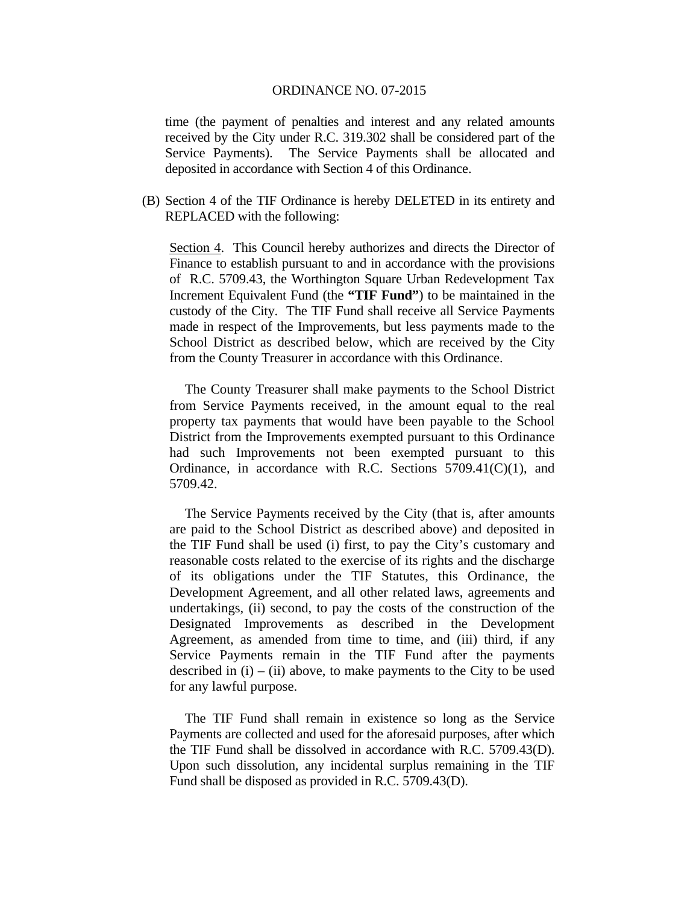time (the payment of penalties and interest and any related amounts received by the City under R.C. 319.302 shall be considered part of the Service Payments). The Service Payments shall be allocated and deposited in accordance with Section 4 of this Ordinance.

(B) Section 4 of the TIF Ordinance is hereby DELETED in its entirety and REPLACED with the following:

<u>Section 4</u>. This Council hereby authorizes and directs the Director of Finance to establish pursuant to and in accordance with the provisions of R.C. 5709.43, the Worthington Square Urban Redevelopment Tax Increment Equivalent Fund (the **"TIF Fund"**) to be maintained in the custody of the City. The TIF Fund shall receive all Service Payments made in respect of the Improvements, but less payments made to the School District as described below, which are received by the City from the County Treasurer in accordance with this Ordinance.

The County Treasurer shall make payments to the School District from Service Payments received, in the amount equal to the real property tax payments that would have been payable to the School District from the Improvements exempted pursuant to this Ordinance had such Improvements not been exempted pursuant to this Ordinance, in accordance with R.C. Sections 5709.41(C)(1), and 5709.42.

The Service Payments received by the City (that is, after amounts are paid to the School District as described above) and deposited in the TIF Fund shall be used (i) first, to pay the City's customary and reasonable costs related to the exercise of its rights and the discharge of its obligations under the TIF Statutes, this Ordinance, the Development Agreement, and all other related laws, agreements and undertakings, (ii) second, to pay the costs of the construction of the Designated Improvements as described in the Development Agreement, as amended from time to time, and (iii) third, if any Service Payments remain in the TIF Fund after the payments described in (i) – (ii) above, to make payments to the City to be used for any lawful purpose.

The TIF Fund shall remain in existence so long as the Service Payments are collected and used for the aforesaid purposes, after which the TIF Fund shall be dissolved in accordance with R.C. 5709.43(D). Upon such dissolution, any incidental surplus remaining in the TIF Fund shall be disposed as provided in R.C. 5709.43(D).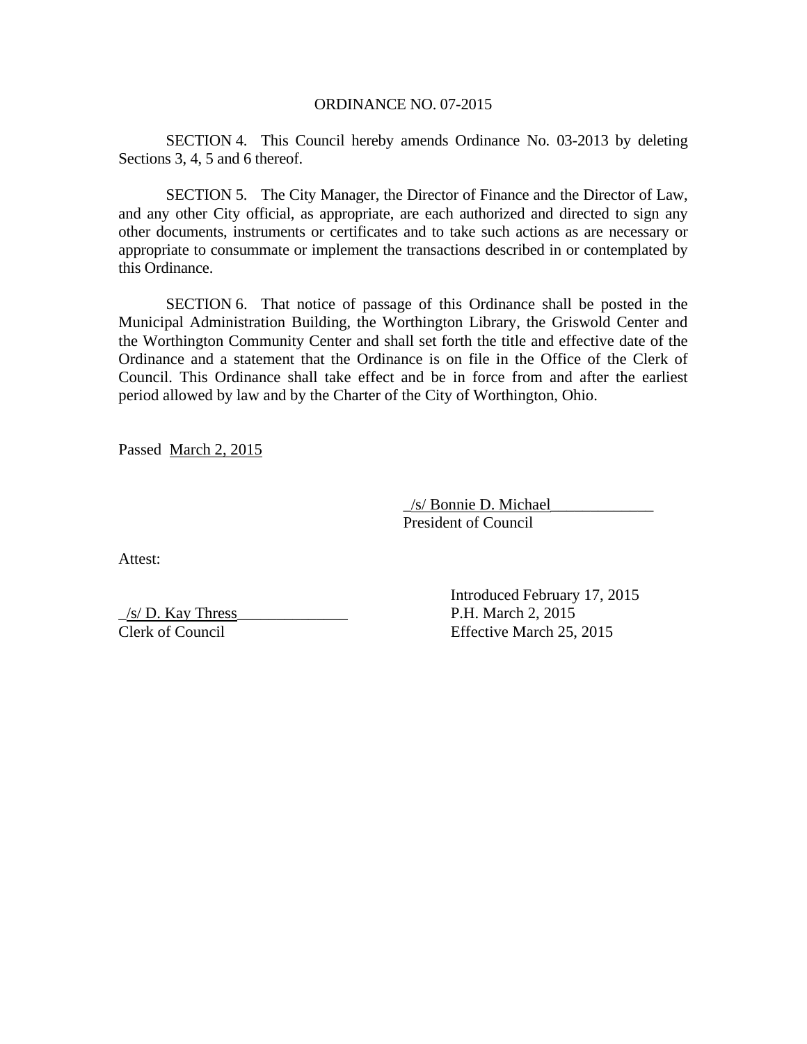ORDINANCE NO. 07-2015

SECTION 4. This Council hereby amends Ordinance No. 03-2013 by deleting Sections 3, 4, 5 and 6 thereof.

SECTION 5. The City Manager, the Director of Finance and the Director of Law, and any other City official, as appropriate, are each authorized and directed to sign any other documents, instruments or certificates and to take such actions as are necessary or appropriate to consummate or implement the transactions described in or contemplated by this Ordinance.

SECTION 6. That notice of passage of this Ordinance shall be posted in the Municipal Administration Building, the Worthington Library, the Griswold Center and the Worthington Community Center and shall set forth the title and effective date of the Ordinance and a statement that the Ordinance is on file in the Office of the Clerk of Council. This Ordinance shall take effect and be in force from and after the earliest period allowed by law and by the Charter of the City of Worthington, Ohio.

Passed March 2, 2015

_/s/ Bonnie D. Michael_____________
President of Council

Attest:

_/s/ D. Kay Thress______________
Clerk of Council

Introduced February 17, 2015
P.H. March 2, 2015
Effective March 25, 2015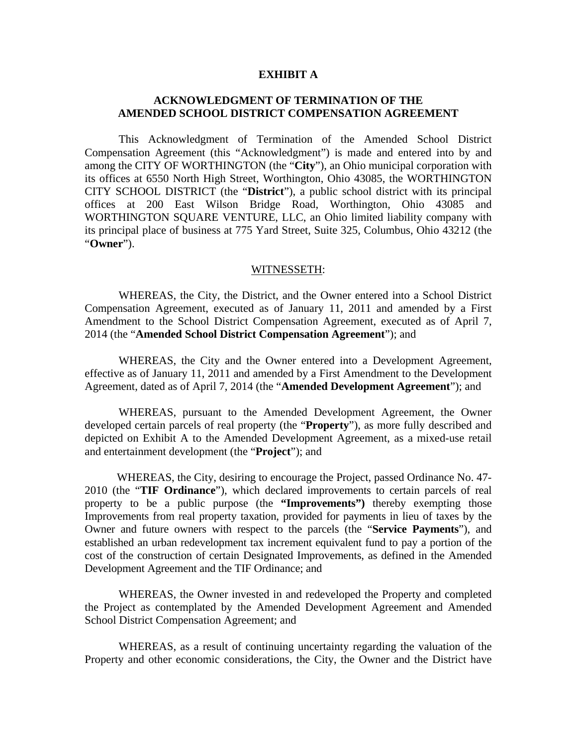**EXHIBIT A**

**ACKNOWLEDGMENT OF TERMINATION OF THE AMENDED SCHOOL DISTRICT COMPENSATION AGREEMENT**

This Acknowledgment of Termination of the Amended School District Compensation Agreement (this "Acknowledgment") is made and entered into by and among the CITY OF WORTHINGTON (the "**City**"), an Ohio municipal corporation with its offices at 6550 North High Street, Worthington, Ohio 43085, the WORTHINGTON CITY SCHOOL DISTRICT (the "**District**"), a public school district with its principal offices at 200 East Wilson Bridge Road, Worthington, Ohio 43085 and WORTHINGTON SQUARE VENTURE, LLC, an Ohio limited liability company with its principal place of business at 775 Yard Street, Suite 325, Columbus, Ohio 43212 (the "**Owner**").

WITNESSETH:

WHEREAS, the City, the District, and the Owner entered into a School District Compensation Agreement, executed as of January 11, 2011 and amended by a First Amendment to the School District Compensation Agreement, executed as of April 7, 2014 (the "**Amended School District Compensation Agreement**"); and

WHEREAS, the City and the Owner entered into a Development Agreement, effective as of January 11, 2011 and amended by a First Amendment to the Development Agreement, dated as of April 7, 2014 (the "**Amended Development Agreement**"); and

WHEREAS, pursuant to the Amended Development Agreement, the Owner developed certain parcels of real property (the "**Property**"), as more fully described and depicted on Exhibit A to the Amended Development Agreement, as a mixed-use retail and entertainment development (the "**Project**"); and

WHEREAS, the City, desiring to encourage the Project, passed Ordinance No. 47-2010 (the "**TIF Ordinance**"), which declared improvements to certain parcels of real property to be a public purpose (the **"Improvements")** thereby exempting those Improvements from real property taxation, provided for payments in lieu of taxes by the Owner and future owners with respect to the parcels (the "**Service Payments**"), and established an urban redevelopment tax increment equivalent fund to pay a portion of the cost of the construction of certain Designated Improvements, as defined in the Amended Development Agreement and the TIF Ordinance; and

WHEREAS, the Owner invested in and redeveloped the Property and completed the Project as contemplated by the Amended Development Agreement and Amended School District Compensation Agreement; and

WHEREAS, as a result of continuing uncertainty regarding the valuation of the Property and other economic considerations, the City, the Owner and the District have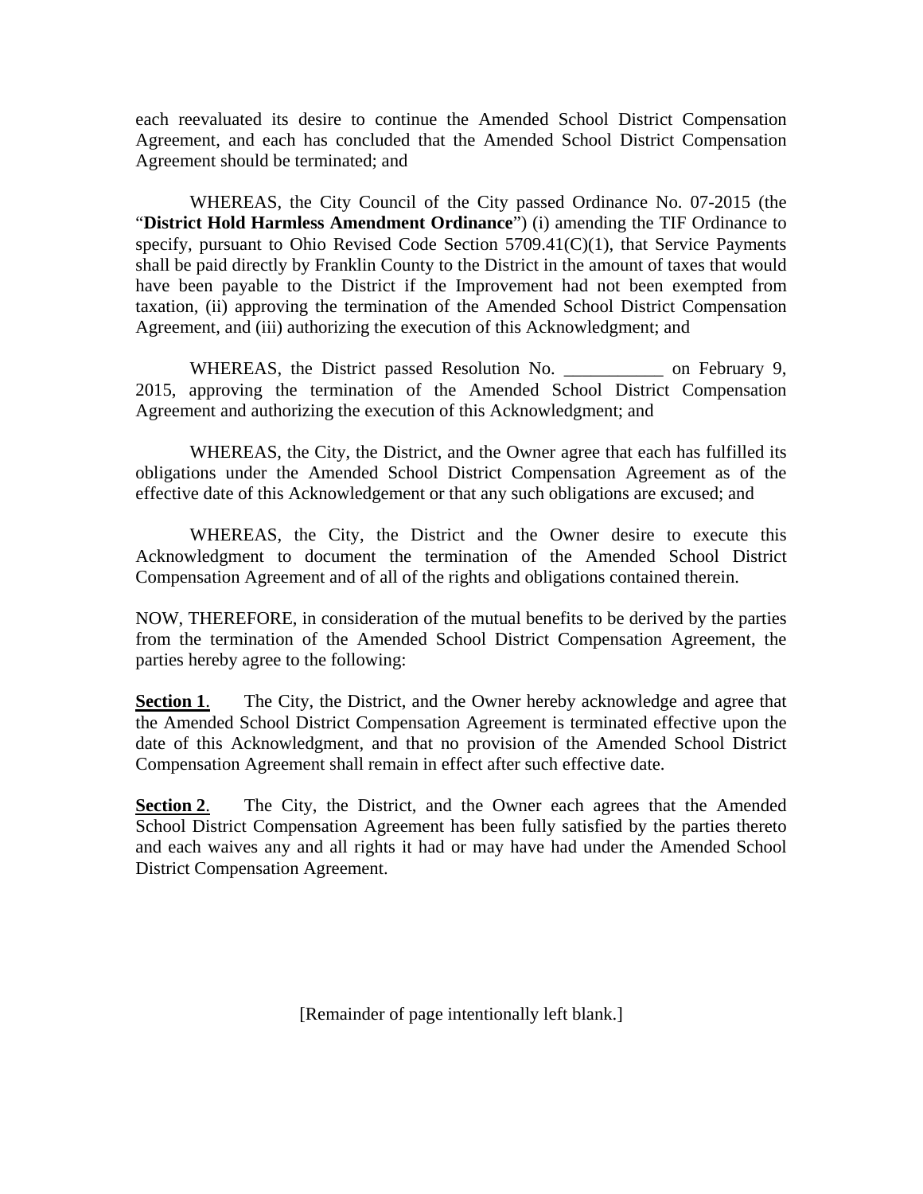each reevaluated its desire to continue the Amended School District Compensation Agreement, and each has concluded that the Amended School District Compensation Agreement should be terminated; and

WHEREAS, the City Council of the City passed Ordinance No. 07-2015 (the "**District Hold Harmless Amendment Ordinance**") (i) amending the TIF Ordinance to specify, pursuant to Ohio Revised Code Section 5709.41(C)(1), that Service Payments shall be paid directly by Franklin County to the District in the amount of taxes that would have been payable to the District if the Improvement had not been exempted from taxation, (ii) approving the termination of the Amended School District Compensation Agreement, and (iii) authorizing the execution of this Acknowledgment; and

WHEREAS, the District passed Resolution No. ___________ on February 9, 2015, approving the termination of the Amended School District Compensation Agreement and authorizing the execution of this Acknowledgment; and

WHEREAS, the City, the District, and the Owner agree that each has fulfilled its obligations under the Amended School District Compensation Agreement as of the effective date of this Acknowledgement or that any such obligations are excused; and

WHEREAS, the City, the District and the Owner desire to execute this Acknowledgment to document the termination of the Amended School District Compensation Agreement and of all of the rights and obligations contained therein.

NOW, THEREFORE, in consideration of the mutual benefits to be derived by the parties from the termination of the Amended School District Compensation Agreement, the parties hereby agree to the following:

**Section 1**. The City, the District, and the Owner hereby acknowledge and agree that the Amended School District Compensation Agreement is terminated effective upon the date of this Acknowledgment, and that no provision of the Amended School District Compensation Agreement shall remain in effect after such effective date.

**Section 2**. The City, the District, and the Owner each agrees that the Amended School District Compensation Agreement has been fully satisfied by the parties thereto and each waives any and all rights it had or may have had under the Amended School District Compensation Agreement.

[Remainder of page intentionally left blank.]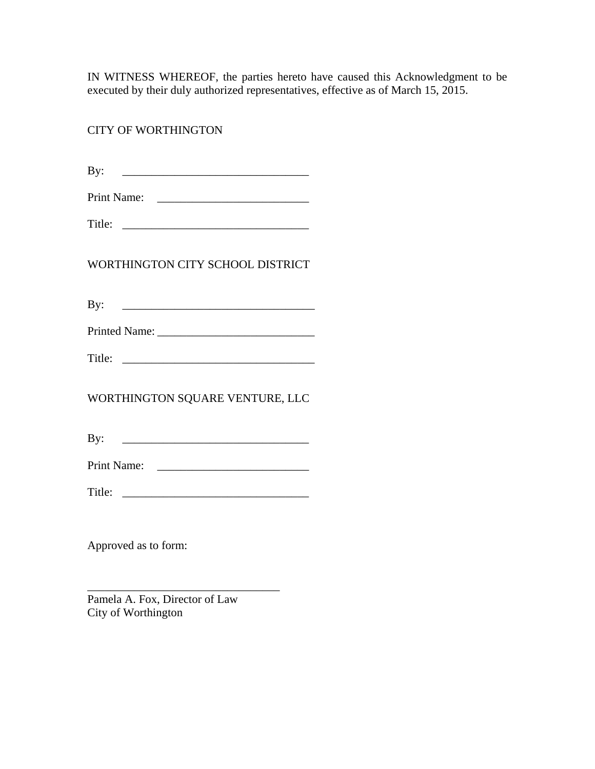IN WITNESS WHEREOF, the parties hereto have caused this Acknowledgment to be executed by their duly authorized representatives, effective as of March 15, 2015.

CITY OF WORTHINGTON

By: ________________________________

Print Name: __________________________

Title: ________________________________

WORTHINGTON CITY SCHOOL DISTRICT

By: _________________________________

Printed Name: ___________________________

Title: _________________________________

WORTHINGTON SQUARE VENTURE, LLC

By: ________________________________

Print Name: __________________________

Title: ________________________________

Approved as to form:

________________________________
Pamela A. Fox, Director of Law
City of Worthington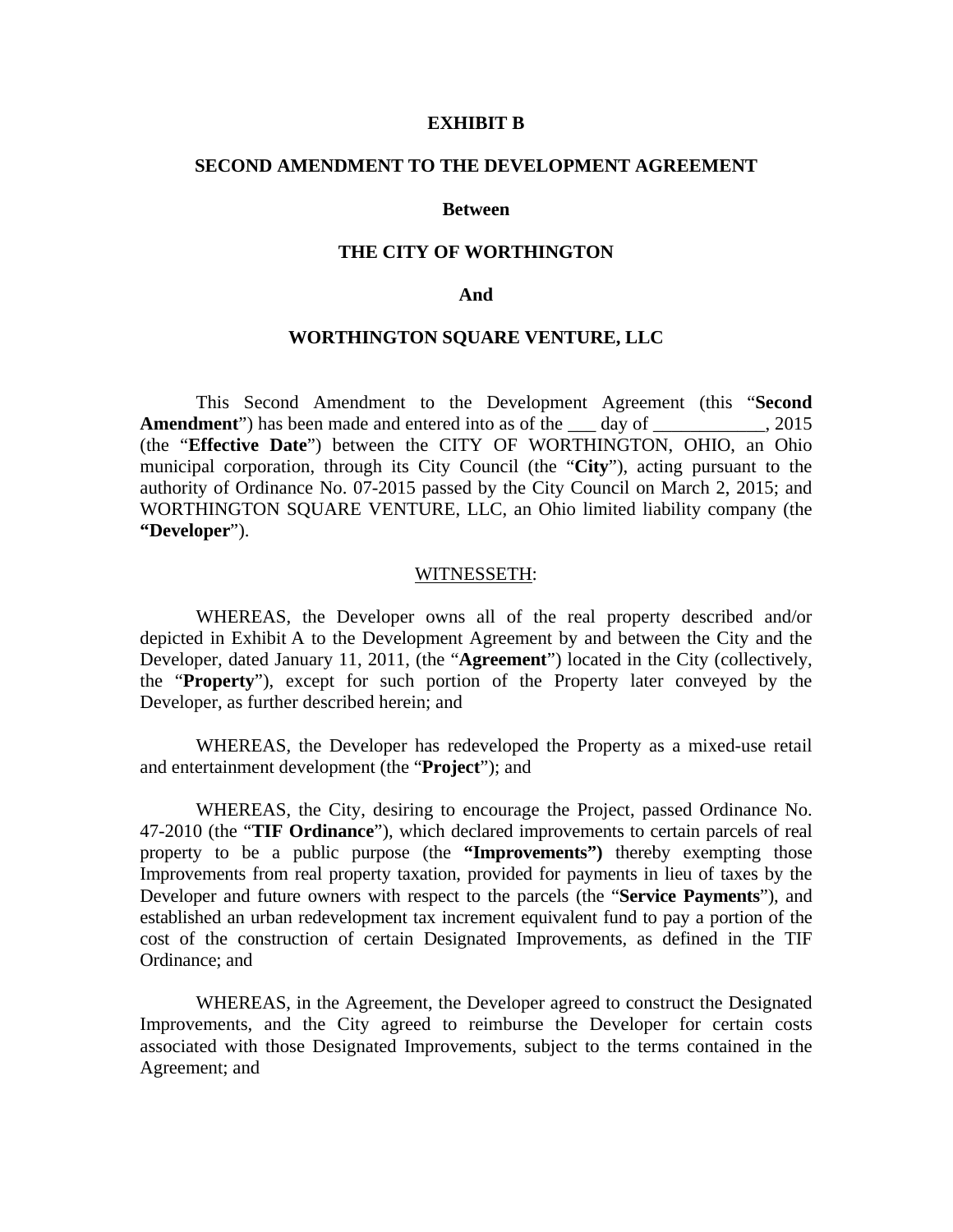**EXHIBIT B**

**SECOND AMENDMENT TO THE DEVELOPMENT AGREEMENT**

**Between**

**THE CITY OF WORTHINGTON**

**And**

**WORTHINGTON SQUARE VENTURE, LLC**

This Second Amendment to the Development Agreement (this "**Second Amendment**") has been made and entered into as of the ___ day of ____________, 2015 (the "**Effective Date**") between the CITY OF WORTHINGTON, OHIO, an Ohio municipal corporation, through its City Council (the "**City**"), acting pursuant to the authority of Ordinance No. 07-2015 passed by the City Council on March 2, 2015; and WORTHINGTON SQUARE VENTURE, LLC, an Ohio limited liability company (the **"Developer**").

WITNESSETH:

WHEREAS, the Developer owns all of the real property described and/or depicted in Exhibit A to the Development Agreement by and between the City and the Developer, dated January 11, 2011, (the "**Agreement**") located in the City (collectively, the "**Property**"), except for such portion of the Property later conveyed by the Developer, as further described herein; and

WHEREAS, the Developer has redeveloped the Property as a mixed-use retail and entertainment development (the "**Project**"); and

WHEREAS, the City, desiring to encourage the Project, passed Ordinance No. 47-2010 (the "**TIF Ordinance**"), which declared improvements to certain parcels of real property to be a public purpose (the **"Improvements")** thereby exempting those Improvements from real property taxation, provided for payments in lieu of taxes by the Developer and future owners with respect to the parcels (the "**Service Payments**"), and established an urban redevelopment tax increment equivalent fund to pay a portion of the cost of the construction of certain Designated Improvements, as defined in the TIF Ordinance; and

WHEREAS, in the Agreement, the Developer agreed to construct the Designated Improvements, and the City agreed to reimburse the Developer for certain costs associated with those Designated Improvements, subject to the terms contained in the Agreement; and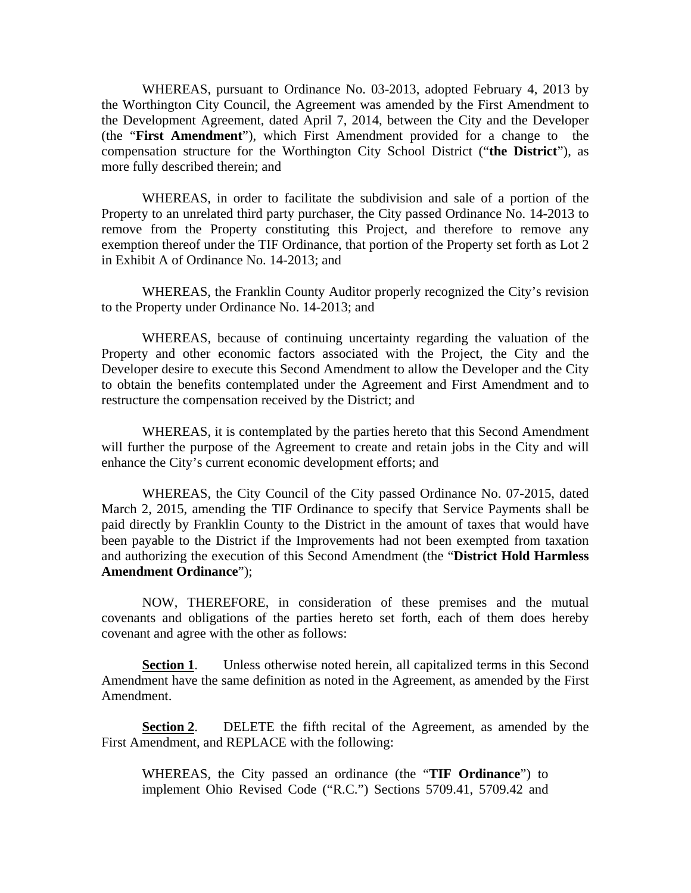WHEREAS, pursuant to Ordinance No. 03-2013, adopted February 4, 2013 by the Worthington City Council, the Agreement was amended by the First Amendment to the Development Agreement, dated April 7, 2014, between the City and the Developer (the "**First Amendment**"), which First Amendment provided for a change to the compensation structure for the Worthington City School District ("**the District**"), as more fully described therein; and

WHEREAS, in order to facilitate the subdivision and sale of a portion of the Property to an unrelated third party purchaser, the City passed Ordinance No. 14-2013 to remove from the Property constituting this Project, and therefore to remove any exemption thereof under the TIF Ordinance, that portion of the Property set forth as Lot 2 in Exhibit A of Ordinance No. 14-2013; and

WHEREAS, the Franklin County Auditor properly recognized the City's revision to the Property under Ordinance No. 14-2013; and

WHEREAS, because of continuing uncertainty regarding the valuation of the Property and other economic factors associated with the Project, the City and the Developer desire to execute this Second Amendment to allow the Developer and the City to obtain the benefits contemplated under the Agreement and First Amendment and to restructure the compensation received by the District; and

WHEREAS, it is contemplated by the parties hereto that this Second Amendment will further the purpose of the Agreement to create and retain jobs in the City and will enhance the City's current economic development efforts; and

WHEREAS, the City Council of the City passed Ordinance No. 07-2015, dated March 2, 2015, amending the TIF Ordinance to specify that Service Payments shall be paid directly by Franklin County to the District in the amount of taxes that would have been payable to the District if the Improvements had not been exempted from taxation and authorizing the execution of this Second Amendment (the "**District Hold Harmless Amendment Ordinance**");

NOW, THEREFORE, in consideration of these premises and the mutual covenants and obligations of the parties hereto set forth, each of them does hereby covenant and agree with the other as follows:

**Section 1**. Unless otherwise noted herein, all capitalized terms in this Second Amendment have the same definition as noted in the Agreement, as amended by the First Amendment.

**Section 2**. DELETE the fifth recital of the Agreement, as amended by the First Amendment, and REPLACE with the following:

> WHEREAS, the City passed an ordinance (the "**TIF Ordinance**") to implement Ohio Revised Code ("R.C.") Sections 5709.41, 5709.42 and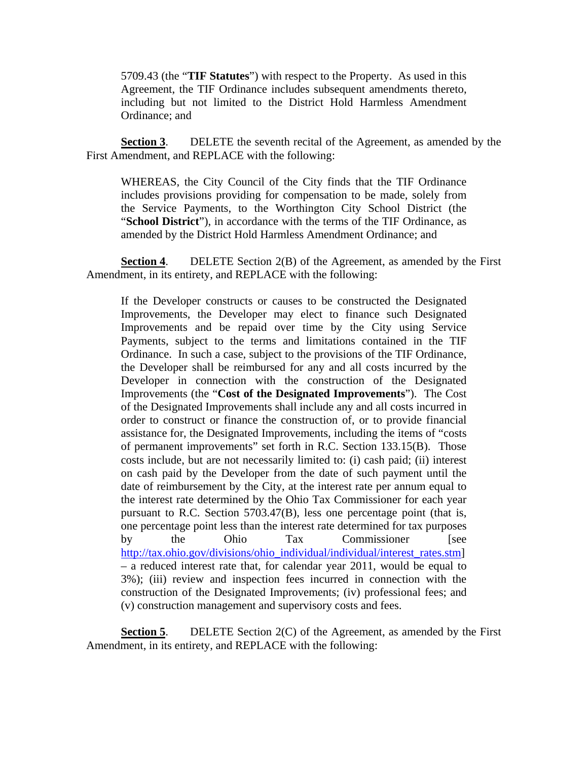5709.43 (the "**TIF Statutes**") with respect to the Property. As used in this Agreement, the TIF Ordinance includes subsequent amendments thereto, including but not limited to the District Hold Harmless Amendment Ordinance; and

**Section 3**. DELETE the seventh recital of the Agreement, as amended by the First Amendment, and REPLACE with the following:

> WHEREAS, the City Council of the City finds that the TIF Ordinance includes provisions providing for compensation to be made, solely from the Service Payments, to the Worthington City School District (the "**School District**"), in accordance with the terms of the TIF Ordinance, as amended by the District Hold Harmless Amendment Ordinance; and

**Section 4**. DELETE Section 2(B) of the Agreement, as amended by the First Amendment, in its entirety, and REPLACE with the following:

> If the Developer constructs or causes to be constructed the Designated Improvements, the Developer may elect to finance such Designated Improvements and be repaid over time by the City using Service Payments, subject to the terms and limitations contained in the TIF Ordinance. In such a case, subject to the provisions of the TIF Ordinance, the Developer shall be reimbursed for any and all costs incurred by the Developer in connection with the construction of the Designated Improvements (the "**Cost of the Designated Improvements**"). The Cost of the Designated Improvements shall include any and all costs incurred in order to construct or finance the construction of, or to provide financial assistance for, the Designated Improvements, including the items of "costs of permanent improvements" set forth in R.C. Section 133.15(B). Those costs include, but are not necessarily limited to: (i) cash paid; (ii) interest on cash paid by the Developer from the date of such payment until the date of reimbursement by the City, at the interest rate per annum equal to the interest rate determined by the Ohio Tax Commissioner for each year pursuant to R.C. Section 5703.47(B), less one percentage point (that is, one percentage point less than the interest rate determined for tax purposes by the Ohio Tax Commissioner [see http://tax.ohio.gov/divisions/ohio_individual/individual/interest_rates.stm] – a reduced interest rate that, for calendar year 2011, would be equal to 3%); (iii) review and inspection fees incurred in connection with the construction of the Designated Improvements; (iv) professional fees; and (v) construction management and supervisory costs and fees.

**Section 5**. DELETE Section 2(C) of the Agreement, as amended by the First Amendment, in its entirety, and REPLACE with the following: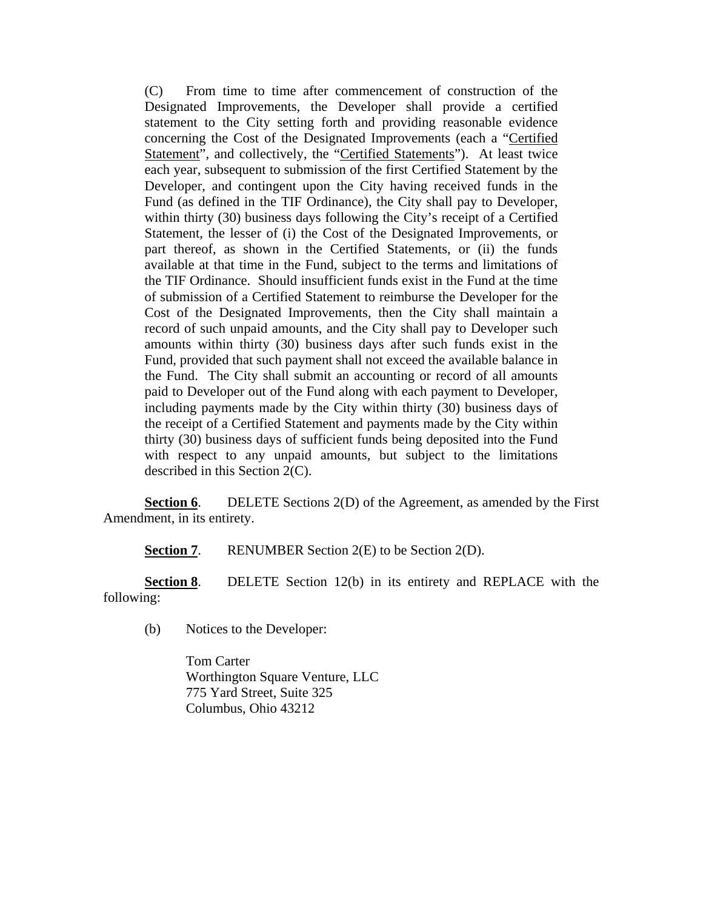(C) From time to time after commencement of construction of the Designated Improvements, the Developer shall provide a certified statement to the City setting forth and providing reasonable evidence concerning the Cost of the Designated Improvements (each a "Certified Statement", and collectively, the "Certified Statements"). At least twice each year, subsequent to submission of the first Certified Statement by the Developer, and contingent upon the City having received funds in the Fund (as defined in the TIF Ordinance), the City shall pay to Developer, within thirty (30) business days following the City's receipt of a Certified Statement, the lesser of (i) the Cost of the Designated Improvements, or part thereof, as shown in the Certified Statements, or (ii) the funds available at that time in the Fund, subject to the terms and limitations of the TIF Ordinance. Should insufficient funds exist in the Fund at the time of submission of a Certified Statement to reimburse the Developer for the Cost of the Designated Improvements, then the City shall maintain a record of such unpaid amounts, and the City shall pay to Developer such amounts within thirty (30) business days after such funds exist in the Fund, provided that such payment shall not exceed the available balance in the Fund. The City shall submit an accounting or record of all amounts paid to Developer out of the Fund along with each payment to Developer, including payments made by the City within thirty (30) business days of the receipt of a Certified Statement and payments made by the City within thirty (30) business days of sufficient funds being deposited into the Fund with respect to any unpaid amounts, but subject to the limitations described in this Section 2(C).

**Section 6**. DELETE Sections 2(D) of the Agreement, as amended by the First Amendment, in its entirety.

**Section 7**. RENUMBER Section 2(E) to be Section 2(D).

**Section 8**. DELETE Section 12(b) in its entirety and REPLACE with the following:

(b) Notices to the Developer:

Tom Carter
Worthington Square Venture, LLC
775 Yard Street, Suite 325
Columbus, Ohio 43212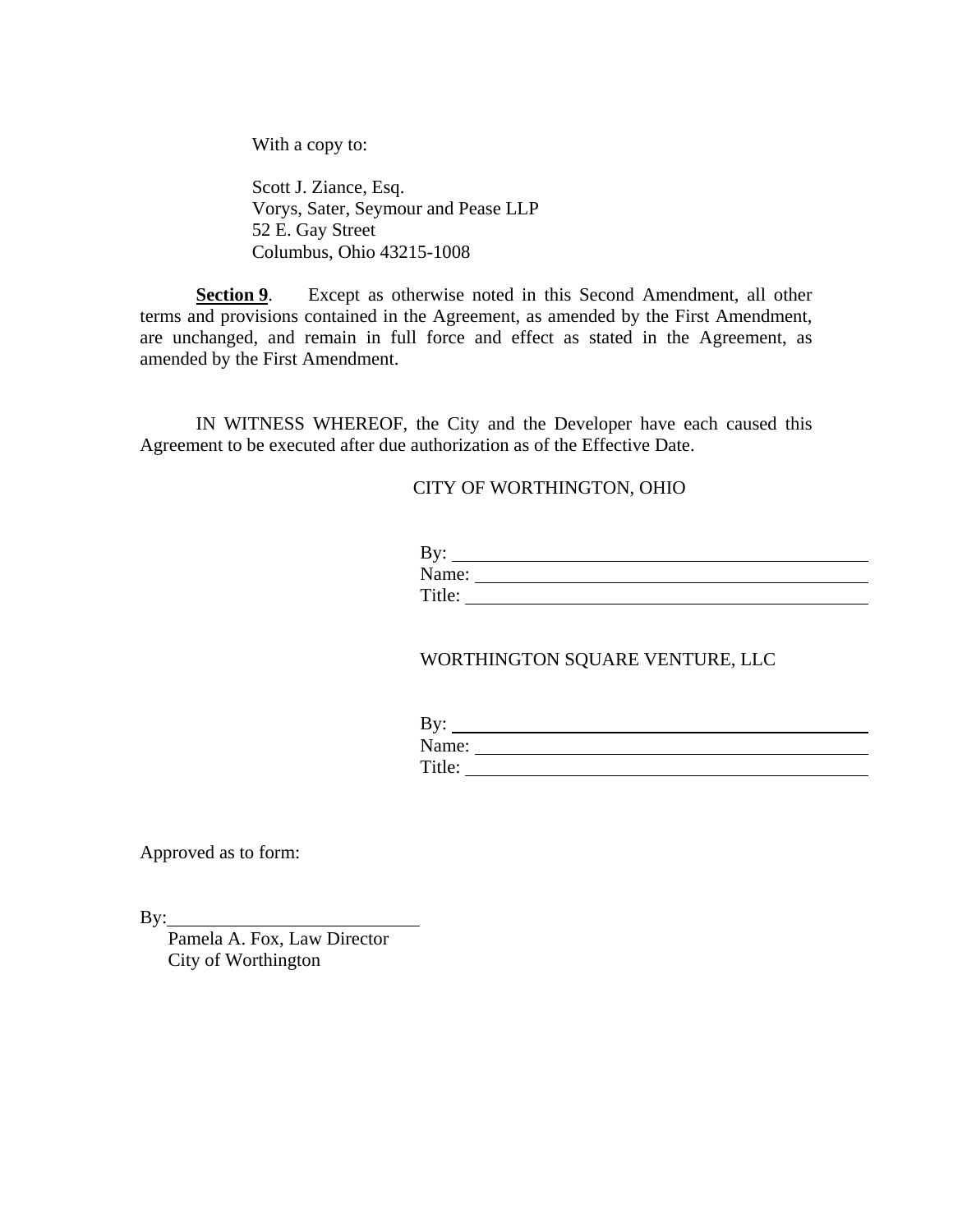With a copy to:

Scott J. Ziance, Esq.
Vorys, Sater, Seymour and Pease LLP
52 E. Gay Street
Columbus, Ohio 43215-1008

**Section 9**. Except as otherwise noted in this Second Amendment, all other terms and provisions contained in the Agreement, as amended by the First Amendment, are unchanged, and remain in full force and effect as stated in the Agreement, as amended by the First Amendment.

IN WITNESS WHEREOF, the City and the Developer have each caused this Agreement to be executed after due authorization as of the Effective Date.

CITY OF WORTHINGTON, OHIO

By: ______________________________
Name: ______________________________
Title: ______________________________

WORTHINGTON SQUARE VENTURE, LLC

By: ______________________________
Name: ______________________________
Title: ______________________________

Approved as to form:

By: ______________________________
Pamela A. Fox, Law Director
City of Worthington